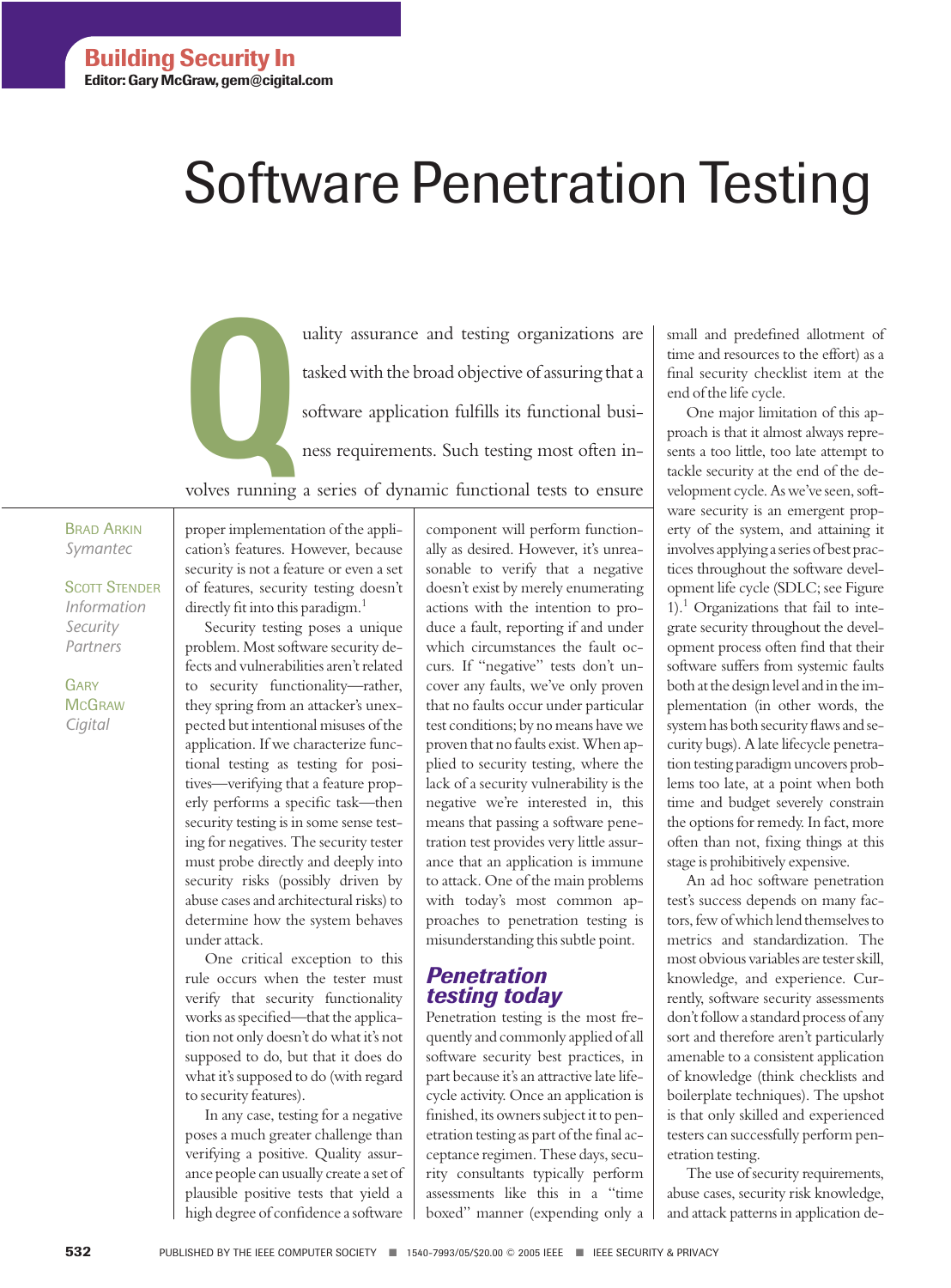Building Security In

Editor: Gary McGraw, gem@cigital.com

# Software Penetration Testing

Brad Arkin
*Symantec*

Scott Stender
*Information Security Partners*

Gary McGraw
*Cigital*

Quality assurance and testing organizations are tasked with the broad objective of assuring that a software application fulfills its functional business requirements. Such testing most often involves running a series of dynamic functional tests to ensure proper implementation of the application's features. However, because security is not a feature or even a set of features, security testing doesn't directly fit into this paradigm.[1]

Security testing poses a unique problem. Most software security defects and vulnerabilities aren't related to security functionality—rather, they spring from an attacker's unexpected but intentional misuses of the application. If we characterize functional testing as testing for positives—verifying that a feature properly performs a specific task—then security testing is in some sense testing for negatives. The security tester must probe directly and deeply into security risks (possibly driven by abuse cases and architectural risks) to determine how the system behaves under attack.

One critical exception to this rule occurs when the tester must verify that security functionality works as specified—that the application not only doesn't do what it's not supposed to do, but that it does do what it's supposed to do (with regard to security features).

In any case, testing for a negative poses a much greater challenge than verifying a positive. Quality assurance people can usually create a set of plausible positive tests that yield a high degree of confidence a software component will perform functionally as desired. However, it's unreasonable to verify that a negative doesn't exist by merely enumerating actions with the intention to produce a fault, reporting if and under which circumstances the fault occurs. If "negative" tests don't uncover any faults, we've only proven that no faults occur under particular test conditions; by no means have we proven that no faults exist. When applied to security testing, where the lack of a security vulnerability is the negative we're interested in, this means that passing a software penetration test provides very little assurance that an application is immune to attack. One of the main problems with today's most common approaches to penetration testing is misunderstanding this subtle point.

## Penetration testing today

Penetration testing is the most frequently and commonly applied of all software security best practices, in part because it's an attractive late lifecycle activity. Once an application is finished, its owners subject it to penetration testing as part of the final acceptance regimen. These days, security consultants typically perform assessments like this in a "time boxed" manner (expending only a small and predefined allotment of time and resources to the effort) as a final security checklist item at the end of the life cycle.

One major limitation of this approach is that it almost always represents a too little, too late attempt to tackle security at the end of the development cycle. As we've seen, software security is an emergent property of the system, and attaining it involves applying a series of best practices throughout the software development life cycle (SDLC; see Figure 1).[1] Organizations that fail to integrate security throughout the development process often find that their software suffers from systemic faults both at the design level and in the implementation (in other words, the system has both security flaws and security bugs). A late lifecycle penetration testing paradigm uncovers problems too late, at a point when both time and budget severely constrain the options for remedy. In fact, more often than not, fixing things at this stage is prohibitively expensive.

An ad hoc software penetration test's success depends on many factors, few of which lend themselves to metrics and standardization. The most obvious variables are tester skill, knowledge, and experience. Currently, software security assessments don't follow a standard process of any sort and therefore aren't particularly amenable to a consistent application of knowledge (think checklists and boilerplate techniques). The upshot is that only skilled and experienced testers can successfully perform penetration testing.

The use of security requirements, abuse cases, security risk knowledge, and attack patterns in application de-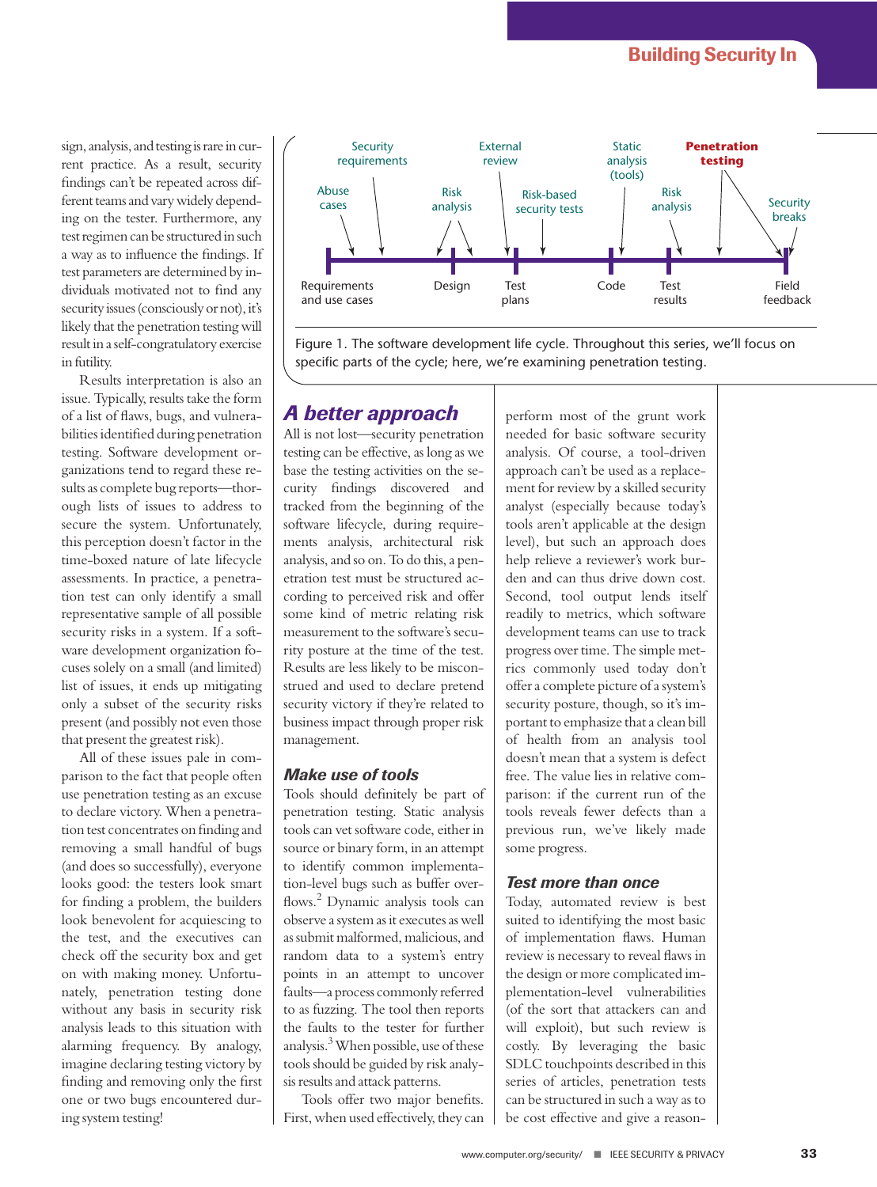sign, analysis, and testing is rare in current practice. As a result, security findings can't be repeated across different teams and vary widely depending on the tester. Furthermore, any test regimen can be structured in such a way as to influence the findings. If test parameters are determined by individuals motivated not to find any security issues (consciously or not), it's likely that the penetration testing will result in a self-congratulatory exercise in futility.

Results interpretation is also an issue. Typically, results take the form of a list of flaws, bugs, and vulnerabilities identified during penetration testing. Software development organizations tend to regard these results as complete bug reports—thorough lists of issues to address to secure the system. Unfortunately, this perception doesn't factor in the time-boxed nature of late lifecycle assessments. In practice, a penetration test can only identify a small representative sample of all possible security risks in a system. If a software development organization focuses solely on a small (and limited) list of issues, it ends up mitigating only a subset of the security risks present (and possibly not even those that present the greatest risk).

All of these issues pale in comparison to the fact that people often use penetration testing as an excuse to declare victory. When a penetration test concentrates on finding and removing a small handful of bugs (and does so successfully), everyone looks good: the testers look smart for finding a problem, the builders look benevolent for acquiescing to the test, and the executives can check off the security box and get on with making money. Unfortunately, penetration testing done without any basis in security risk analysis leads to this situation with alarming frequency. By analogy, imagine declaring testing victory by finding and removing only the first one or two bugs encountered during system testing!

Figure 1. The software development life cycle. Throughout this series, we'll focus on specific parts of the cycle; here, we're examining penetration testing.

## A better approach

All is not lost—security penetration testing can be effective, as long as we base the testing activities on the security findings discovered and tracked from the beginning of the software lifecycle, during requirements analysis, architectural risk analysis, and so on. To do this, a penetration test must be structured according to perceived risk and offer some kind of metric relating risk measurement to the software's security posture at the time of the test. Results are less likely to be misconstrued and used to declare pretend security victory if they're related to business impact through proper risk management.

### Make use of tools

Tools should definitely be part of penetration testing. Static analysis tools can vet software code, either in source or binary form, in an attempt to identify common implementation-level bugs such as buffer overflows.[2] Dynamic analysis tools can observe a system as it executes as well as submit malformed, malicious, and random data to a system's entry points in an attempt to uncover faults—a process commonly referred to as fuzzing. The tool then reports the faults to the tester for further analysis.[3] When possible, use of these tools should be guided by risk analysis results and attack patterns.

Tools offer two major benefits. First, when used effectively, they can perform most of the grunt work needed for basic software security analysis. Of course, a tool-driven approach can't be used as a replacement for review by a skilled security analyst (especially because today's tools aren't applicable at the design level), but such an approach does help relieve a reviewer's work burden and can thus drive down cost. Second, tool output lends itself readily to metrics, which software development teams can use to track progress over time. The simple metrics commonly used today don't offer a complete picture of a system's security posture, though, so it's important to emphasize that a clean bill of health from an analysis tool doesn't mean that a system is defect free. The value lies in relative comparison: if the current run of the tools reveals fewer defects than a previous run, we've likely made some progress.

### Test more than once

Today, automated review is best suited to identifying the most basic of implementation flaws. Human review is necessary to reveal flaws in the design or more complicated implementation-level vulnerabilities (of the sort that attackers can and will exploit), but such review is costly. By leveraging the basic SDLC touchpoints described in this series of articles, penetration tests can be structured in such a way as to be cost effective and give a reason-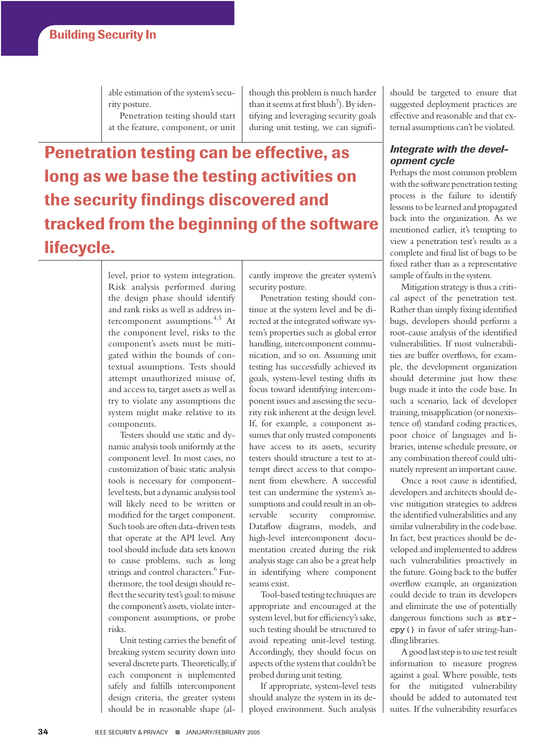able estimation of the system's security posture.

Penetration testing should start at the feature, component, or unit level, prior to system integration. Risk analysis performed during the design phase should identify and rank risks as well as address intercomponent assumptions.[4,5] At the component level, risks to the component's assets must be mitigated within the bounds of contextual assumptions. Tests should attempt unauthorized misuse of, and access to, target assets as well as try to violate any assumptions the system might make relative to its components.

Testers should use static and dynamic analysis tools uniformly at the component level. In most cases, no customization of basic static analysis tools is necessary for component-level tests, but a dynamic analysis tool will likely need to be written or modified for the target component. Such tools are often data-driven tests that operate at the API level. Any tool should include data sets known to cause problems, such as long strings and control characters.[6] Furthermore, the tool design should reflect the security test's goal: to misuse the component's assets, violate intercomponent assumptions, or probe risks.

Unit testing carries the benefit of breaking system security down into several discrete parts. Theoretically, if each component is implemented safely and fulfills intercomponent design criteria, the greater system should be in reasonable shape (although this problem is much harder than it seems at first blush[7]). By identifying and leveraging security goals during unit testing, we can significantly improve the greater system's security posture.

**Penetration testing can be effective, as long as we base the testing activities on the security findings discovered and tracked from the beginning of the software lifecycle.**

Penetration testing should continue at the system level and be directed at the integrated software system's properties such as global error handling, intercomponent communication, and so on. Assuming unit testing has successfully achieved its goals, system-level testing shifts its focus toward identifying intercomponent issues and assessing the security risk inherent at the design level. If, for example, a component assumes that only trusted components have access to its assets, security testers should structure a test to attempt direct access to that component from elsewhere. A successful test can undermine the system's assumptions and could result in an observable security compromise. Dataflow diagrams, models, and high-level intercomponent documentation created during the risk analysis stage can also be a great help in identifying where component seams exist.

Tool-based testing techniques are appropriate and encouraged at the system level, but for efficiency's sake, such testing should be structured to avoid repeating unit-level testing. Accordingly, they should focus on aspects of the system that couldn't be probed during unit testing.

If appropriate, system-level tests should analyze the system in its deployed environment. Such analysis should be targeted to ensure that suggested deployment practices are effective and reasonable and that external assumptions can't be violated.

### *Integrate with the development cycle*

Perhaps the most common problem with the software penetration testing process is the failure to identify lessons to be learned and propagated back into the organization. As we mentioned earlier, it's tempting to view a penetration test's results as a complete and final list of bugs to be fixed rather than as a representative sample of faults in the system.

Mitigation strategy is thus a critical aspect of the penetration test. Rather than simply fixing identified bugs, developers should perform a root-cause analysis of the identified vulnerabilities. If most vulnerabilities are buffer overflows, for example, the development organization should determine just how these bugs made it into the code base. In such a scenario, lack of developer training, misapplication (or nonexistence of) standard coding practices, poor choice of languages and libraries, intense schedule pressure, or any combination thereof could ultimately represent an important cause.

Once a root cause is identified, developers and architects should devise mitigation strategies to address the identified vulnerabilities and any similar vulnerability in the code base. In fact, best practices should be developed and implemented to address such vulnerabilities proactively in the future. Going back to the buffer overflow example, an organization could decide to train its developers and eliminate the use of potentially dangerous functions such as `strcpy()` in favor of safer string-handling libraries.

A good last step is to use test result information to measure progress against a goal. Where possible, tests for the mitigated vulnerability should be added to automated test suites. If the vulnerability resurfaces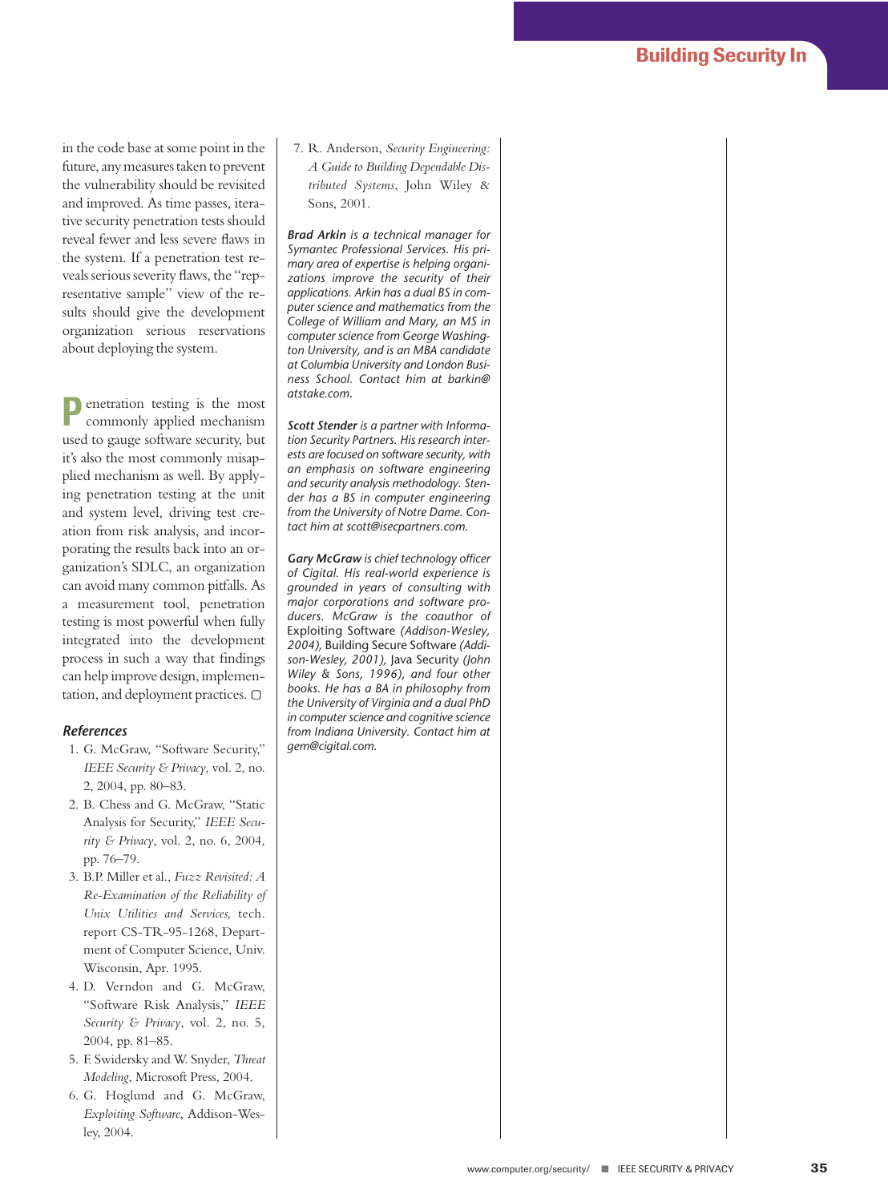in the code base at some point in the future, any measures taken to prevent the vulnerability should be revisited and improved. As time passes, iterative security penetration tests should reveal fewer and less severe flaws in the system. If a penetration test reveals serious severity flaws, the "representative sample" view of the results should give the development organization serious reservations about deploying the system.

Penetration testing is the most commonly applied mechanism used to gauge software security, but it's also the most commonly misapplied mechanism as well. By applying penetration testing at the unit and system level, driving test creation from risk analysis, and incorporating the results back into an organization's SDLC, an organization can avoid many common pitfalls. As a measurement tool, penetration testing is most powerful when fully integrated into the development process in such a way that findings can help improve design, implementation, and deployment practices.

### References

1. G. McGraw, "Software Security," *IEEE Security & Privacy*, vol. 2, no. 2, 2004, pp. 80–83.
2. B. Chess and G. McGraw, "Static Analysis for Security," *IEEE Security & Privacy*, vol. 2, no. 6, 2004, pp. 76–79.
3. B.P. Miller et al., *Fuzz Revisited: A Re-Examination of the Reliability of Unix Utilities and Services,* tech. report CS-TR-95-1268, Department of Computer Science, Univ. Wisconsin, Apr. 1995.
4. D. Verndon and G. McGraw, "Software Risk Analysis," *IEEE Security & Privacy*, vol. 2, no. 5, 2004, pp. 81–85.
5. F. Swidersky and W. Snyder, *Threat Modeling*, Microsoft Press, 2004.
6. G. Hoglund and G. McGraw, *Exploiting Software*, Addison-Wesley, 2004.
7. R. Anderson, *Security Engineering: A Guide to Building Dependable Distributed Systems*, John Wiley & Sons, 2001.

***Brad Arkin*** *is a technical manager for Symantec Professional Services. His primary area of expertise is helping organizations improve the security of their applications. Arkin has a dual BS in computer science and mathematics from the College of William and Mary, an MS in computer science from George Washington University, and is an MBA candidate at Columbia University and London Business School. Contact him at barkin@atstake.com.*

***Scott Stender*** *is a partner with Information Security Partners. His research interests are focused on software security, with an emphasis on software engineering and security analysis methodology. Stender has a BS in computer engineering from the University of Notre Dame. Contact him at scott@isecpartners.com.*

***Gary McGraw*** *is chief technology officer of Cigital. His real-world experience is grounded in years of consulting with major corporations and software producers. McGraw is the coauthor of* Exploiting Software *(Addison-Wesley, 2004),* Building Secure Software *(Addison-Wesley, 2001),* Java Security *(John Wiley & Sons, 1996), and four other books. He has a BA in philosophy from the University of Virginia and a dual PhD in computer science and cognitive science from Indiana University. Contact him at gem@cigital.com.*